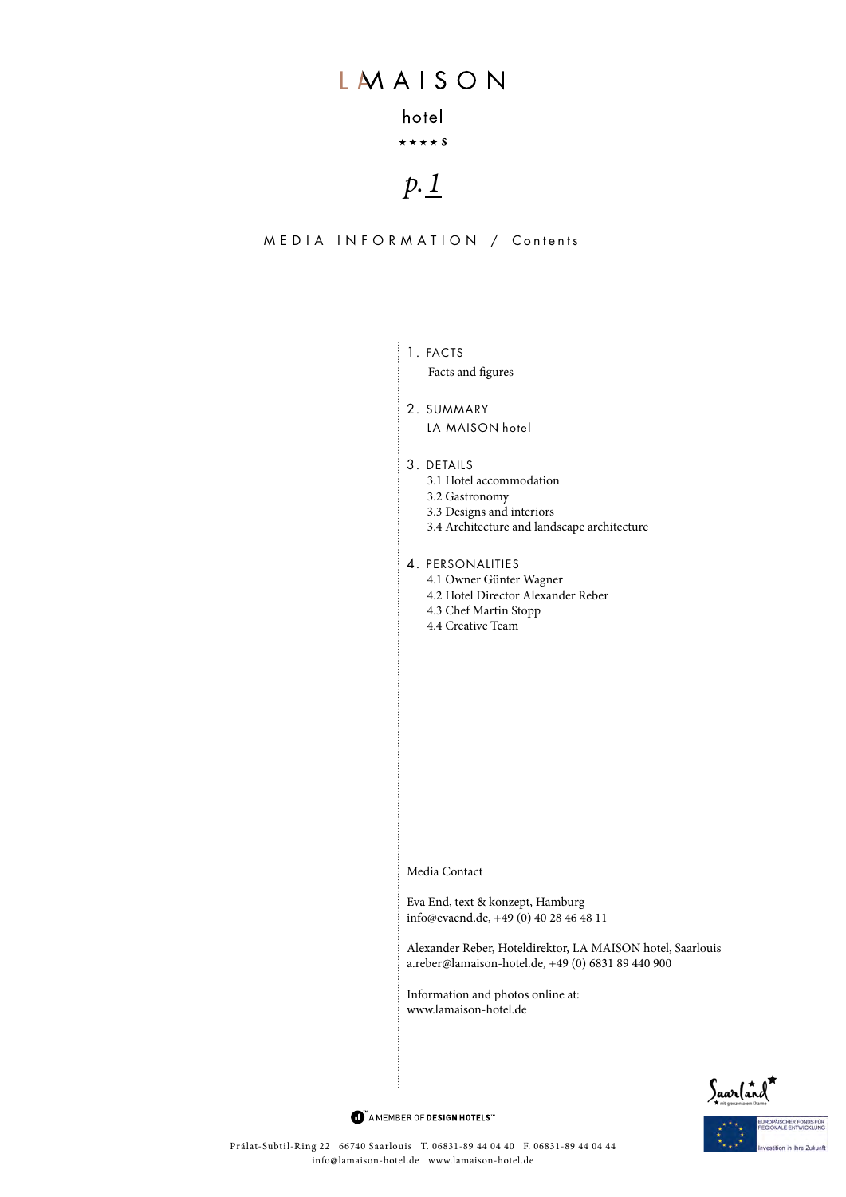# LA MAISON

hotel

★★★★S

*p. 1*

## MEDIA INFORMATION / Contents

1. FACTS
   Facts and figures

2. SUMMARY
   LA MAISON hotel

3. DETAILS
   3.1 Hotel accommodation
   3.2 Gastronomy
   3.3 Designs and interiors
   3.4 Architecture and landscape architecture

4. PERSONALITIES
   4.1 Owner Günter Wagner
   4.2 Hotel Director Alexander Reber
   4.3 Chef Martin Stopp
   4.4 Creative Team

Media Contact

Eva End, text & konzept, Hamburg
info@evaend.de, +49 (0) 40 28 46 48 11

Alexander Reber, Hoteldirektor, LA MAISON hotel, Saarlouis
a.reber@lamaison-hotel.de, +49 (0) 6831 89 440 900

Information and photos online at:
www.lamaison-hotel.de

A MEMBER OF DESIGN HOTELS™

Saarland – mit grenzenlosem Charme

EUROPÄISCHER FONDS FÜR REGIONALE ENTWICKLUNG – Investition in Ihre Zukunft

Prälat-Subtil-Ring 22 66740 Saarlouis T. 06831-89 44 04 40 F. 06831-89 44 04 44
info@lamaison-hotel.de www.lamaison-hotel.de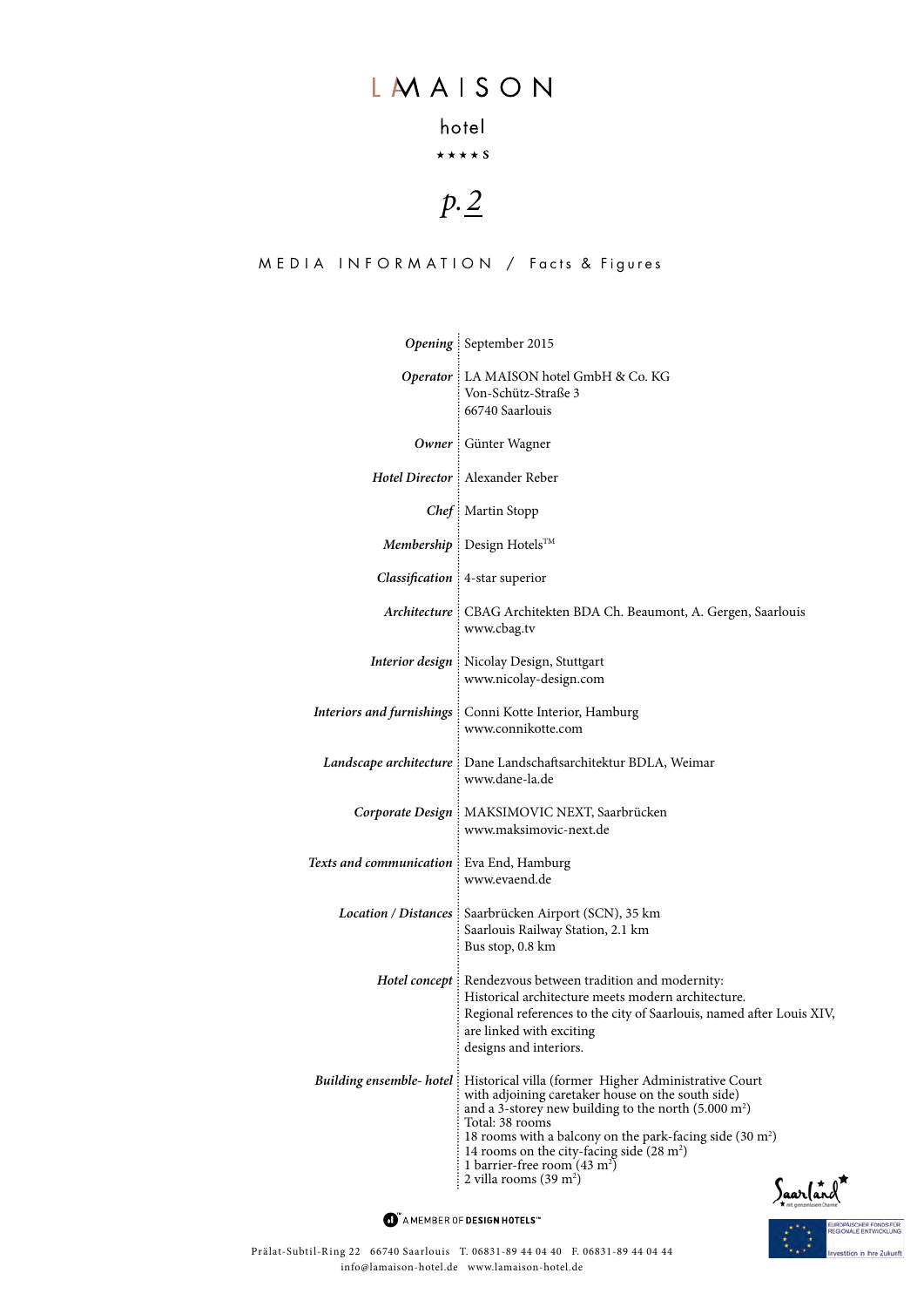# LA MAISON

hotel

★★★★ S

*p. 2*

MEDIA INFORMATION / Facts & Figures

| | |
|---|---|
| ***Opening*** | September 2015 |
| ***Operator*** | LA MAISON hotel GmbH & Co. KG<br>Von-Schütz-Straße 3<br>66740 Saarlouis |
| ***Owner*** | Günter Wagner |
| ***Hotel Director*** | Alexander Reber |
| ***Chef*** | Martin Stopp |
| ***Membership*** | Design Hotels™ |
| ***Classification*** | 4-star superior |
| ***Architecture*** | CBAG Architekten BDA Ch. Beaumont, A. Gergen, Saarlouis<br>www.cbag.tv |
| ***Interior design*** | Nicolay Design, Stuttgart<br>www.nicolay-design.com |
| ***Interiors and furnishings*** | Conni Kotte Interior, Hamburg<br>www.connikotte.com |
| ***Landscape architecture*** | Dane Landschaftsarchitektur BDLA, Weimar<br>www.dane-la.de |
| ***Corporate Design*** | MAKSIMOVIC NEXT, Saarbrücken<br>www.maksimovic-next.de |
| ***Texts and communication*** | Eva End, Hamburg<br>www.evaend.de |
| ***Location / Distances*** | Saarbrücken Airport (SCN), 35 km<br>Saarlouis Railway Station, 2.1 km<br>Bus stop, 0.8 km |
| ***Hotel concept*** | Rendezvous between tradition and modernity:<br>Historical architecture meets modern architecture.<br>Regional references to the city of Saarlouis, named after Louis XIV, are linked with exciting designs and interiors. |
| ***Building ensemble- hotel*** | Historical villa (former Higher Administrative Court with adjoining caretaker house on the south side) and a 3-storey new building to the north (5.000 m²)<br>Total: 38 rooms<br>18 rooms with a balcony on the park-facing side (30 m²)<br>14 rooms on the city-facing side (28 m²)<br>1 barrier-free room (43 m²)<br>2 villa rooms (39 m²) |

Saarland mit grenzenlosem Charme

A MEMBER OF DESIGN HOTELS™

EUROPÄISCHER FONDS FÜR REGIONALE ENTWICKLUNG – Investition in Ihre Zukunft

Prälat-Subtil-Ring 22 66740 Saarlouis T. 06831-89 44 04 40 F. 06831-89 44 04 44
info@lamaison-hotel.de www.lamaison-hotel.de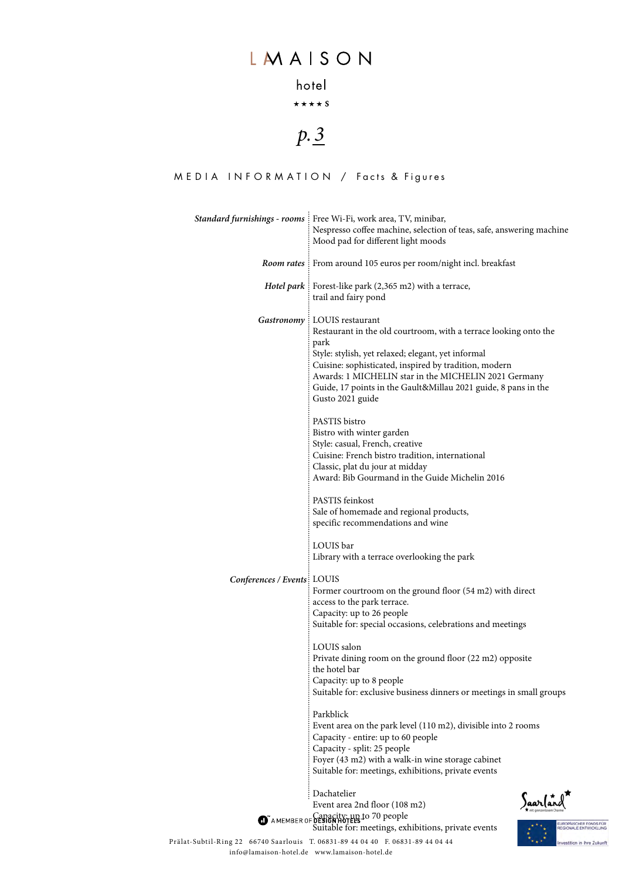# LA MAISON

hotel

★★★★S

## MEDIA INFORMATION / Facts & Figures

| | |
|---|---|
| ***Standard furnishings - rooms*** | Free Wi-Fi, work area, TV, minibar, Nespresso coffee machine, selection of teas, safe, answering machine Mood pad for different light moods |
| ***Room rates*** | From around 105 euros per room/night incl. breakfast |
| ***Hotel park*** | Forest-like park (2,365 m2) with a terrace, trail and fairy pond |
| ***Gastronomy*** | LOUIS restaurant<br>Restaurant in the old courtroom, with a terrace looking onto the park<br>Style: stylish, yet relaxed; elegant, yet informal<br>Cuisine: sophisticated, inspired by tradition, modern<br>Awards: 1 MICHELIN star in the MICHELIN 2021 Germany Guide, 17 points in the Gault&Millau 2021 guide, 8 pans in the Gusto 2021 guide |
| | PASTIS bistro<br>Bistro with winter garden<br>Style: casual, French, creative<br>Cuisine: French bistro tradition, international<br>Classic, plat du jour at midday<br>Award: Bib Gourmand in the Guide Michelin 2016 |
| | PASTIS feinkost<br>Sale of homemade and regional products, specific recommendations and wine |
| | LOUIS bar<br>Library with a terrace overlooking the park |
| ***Conferences / Events*** | LOUIS<br>Former courtroom on the ground floor (54 m2) with direct access to the park terrace.<br>Capacity: up to 26 people<br>Suitable for: special occasions, celebrations and meetings |
| | LOUIS salon<br>Private dining room on the ground floor (22 m2) opposite the hotel bar<br>Capacity: up to 8 people<br>Suitable for: exclusive business dinners or meetings in small groups |
| | Parkblick<br>Event area on the park level (110 m2), divisible into 2 rooms<br>Capacity - entire: up to 60 people<br>Capacity - split: 25 people<br>Foyer (43 m2) with a walk-in wine storage cabinet<br>Suitable for: meetings, exhibitions, private events |
| | Dachatelier<br>Event area 2nd floor (108 m2)<br>Capacity: up to 70 people<br>Suitable for: meetings, exhibitions, private events |

A MEMBER OF DESIGN HOTELS™

Prälat-Subtil-Ring 22 66740 Saarlouis T. 06831-89 44 04 40 F. 06831-89 44 04 44
info@lamaison-hotel.de www.lamaison-hotel.de

Saarland – mit grenzenlosem Charme

EUROPÄISCHER FONDS FÜR REGIONALE ENTWICKLUNG – Investition in Ihre Zukunft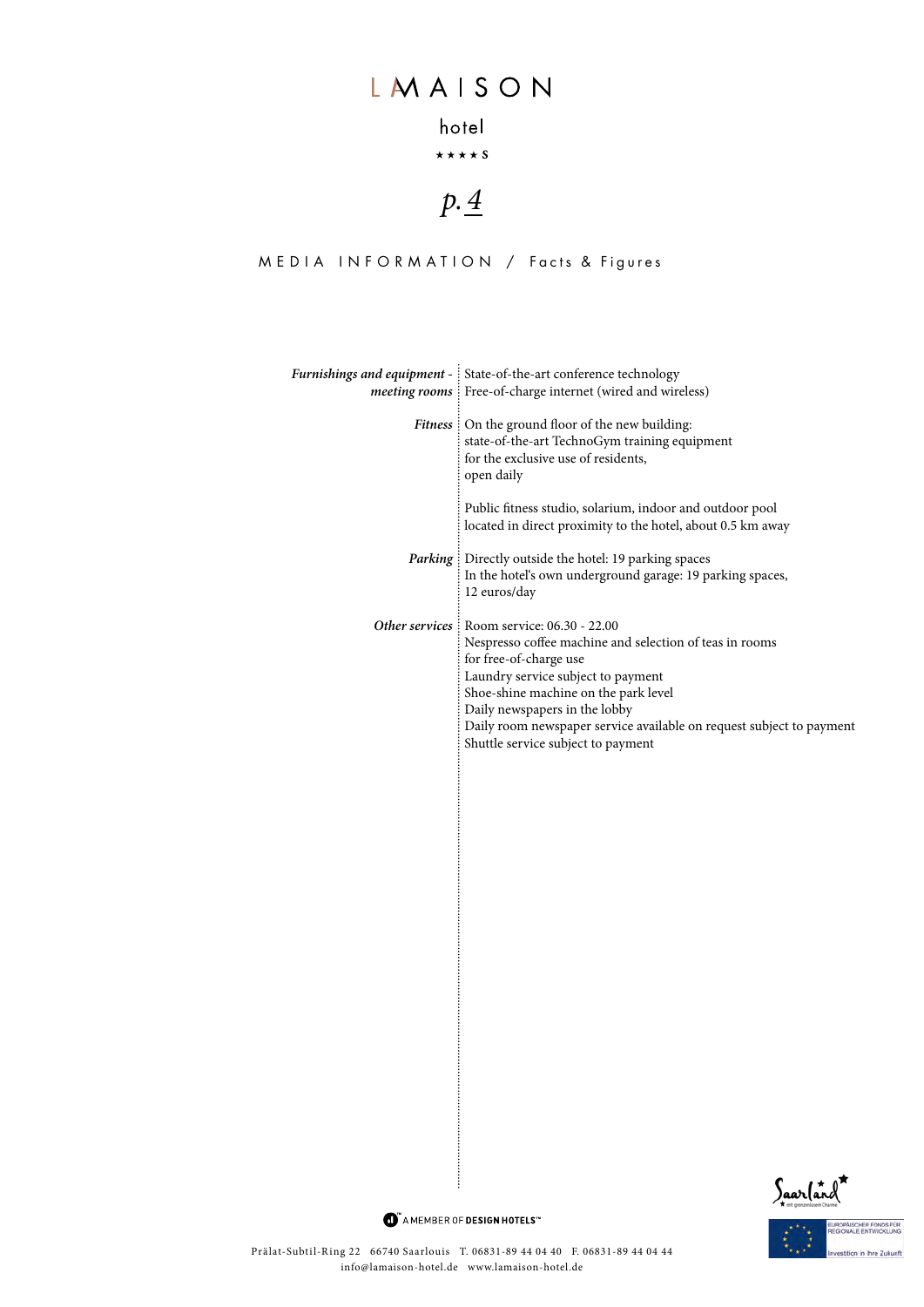## MEDIA INFORMATION / Facts & Figures

| | |
|---|---|
| ***Furnishings and equipment - meeting rooms*** | State-of-the-art conference technology<br>Free-of-charge internet (wired and wireless) |
| ***Fitness*** | On the ground floor of the new building:<br>state-of-the-art TechnoGym training equipment<br>for the exclusive use of residents,<br>open daily<br><br>Public fitness studio, solarium, indoor and outdoor pool<br>located in direct proximity to the hotel, about 0.5 km away |
| ***Parking*** | Directly outside the hotel: 19 parking spaces<br>In the hotel's own underground garage: 19 parking spaces,<br>12 euros/day |
| ***Other services*** | Room service: 06.30 - 22.00<br>Nespresso coffee machine and selection of teas in rooms<br>for free-of-charge use<br>Laundry service subject to payment<br>Shoe-shine machine on the park level<br>Daily newspapers in the lobby<br>Daily room newspaper service available on request subject to payment<br>Shuttle service subject to payment |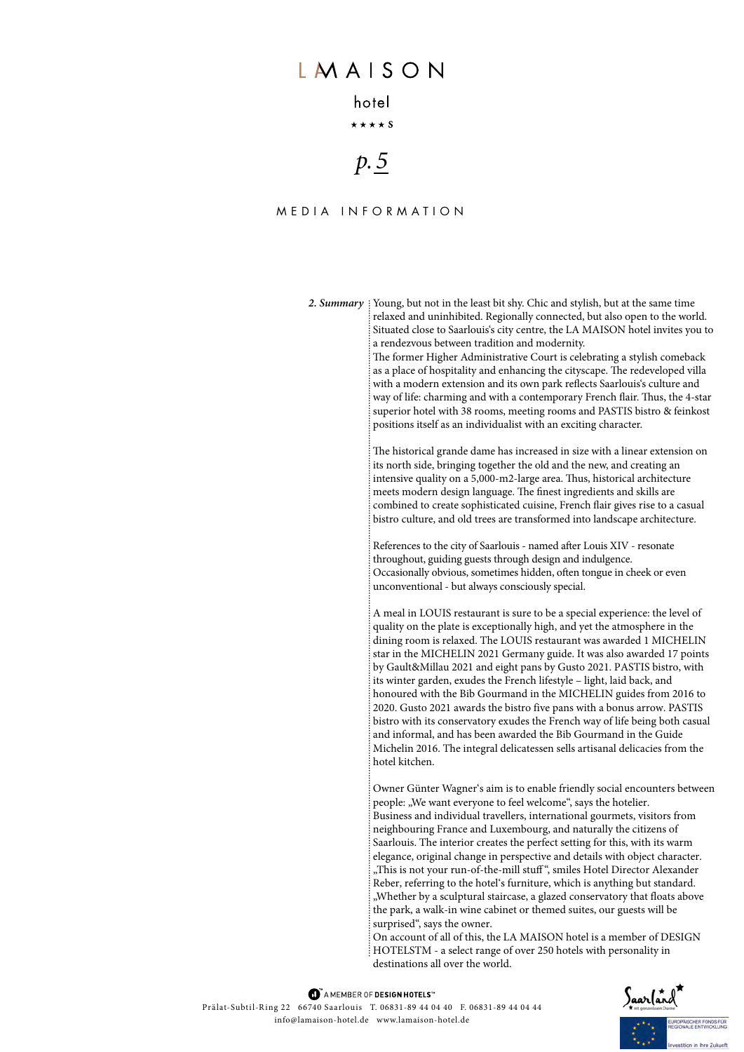# LA MAISON

hotel

★★★★S

*p.5*

MEDIA INFORMATION

***2. Summary***

Young, but not in the least bit shy. Chic and stylish, but at the same time relaxed and uninhibited. Regionally connected, but also open to the world. Situated close to Saarlouis's city centre, the LA MAISON hotel invites you to a rendezvous between tradition and modernity.
The former Higher Administrative Court is celebrating a stylish comeback as a place of hospitality and enhancing the cityscape. The redeveloped villa with a modern extension and its own park reflects Saarlouis's culture and way of life: charming and with a contemporary French flair. Thus, the 4-star superior hotel with 38 rooms, meeting rooms and PASTIS bistro & feinkost positions itself as an individualist with an exciting character.

The historical grande dame has increased in size with a linear extension on its north side, bringing together the old and the new, and creating an intensive quality on a 5,000-m2-large area. Thus, historical architecture meets modern design language. The finest ingredients and skills are combined to create sophisticated cuisine, French flair gives rise to a casual bistro culture, and old trees are transformed into landscape architecture.

References to the city of Saarlouis - named after Louis XIV - resonate throughout, guiding guests through design and indulgence.
Occasionally obvious, sometimes hidden, often tongue in cheek or even unconventional - but always consciously special.

A meal in LOUIS restaurant is sure to be a special experience: the level of quality on the plate is exceptionally high, and yet the atmosphere in the dining room is relaxed. The LOUIS restaurant was awarded 1 MICHELIN star in the MICHELIN 2021 Germany guide. It was also awarded 17 points by Gault&Millau 2021 and eight pans by Gusto 2021. PASTIS bistro, with its winter garden, exudes the French lifestyle – light, laid back, and honoured with the Bib Gourmand in the MICHELIN guides from 2016 to 2020. Gusto 2021 awards the bistro five pans with a bonus arrow. PASTIS bistro with its conservatory exudes the French way of life being both casual and informal, and has been awarded the Bib Gourmand in the Guide Michelin 2016. The integral delicatessen sells artisanal delicacies from the hotel kitchen.

Owner Günter Wagner's aim is to enable friendly social encounters between people: „We want everyone to feel welcome", says the hotelier.
Business and individual travellers, international gourmets, visitors from neighbouring France and Luxembourg, and naturally the citizens of Saarlouis. The interior creates the perfect setting for this, with its warm elegance, original change in perspective and details with object character. „This is not your run-of-the-mill stuff", smiles Hotel Director Alexander Reber, referring to the hotel's furniture, which is anything but standard. „Whether by a sculptural staircase, a glazed conservatory that floats above the park, a walk-in wine cabinet or themed suites, our guests will be surprised", says the owner.
On account of all of this, the LA MAISON hotel is a member of DESIGN HOTELSTM - a select range of over 250 hotels with personality in destinations all over the world.

A MEMBER OF DESIGN HOTELS™

Prälat-Subtil-Ring 22 66740 Saarlouis T. 06831-89 44 04 40 F. 06831-89 44 04 44
info@lamaison-hotel.de www.lamaison-hotel.de

Saarland – mit grenzenlosem Charme

EUROPÄISCHER FONDS FÜR REGIONALE ENTWICKLUNG – Investition in Ihre Zukunft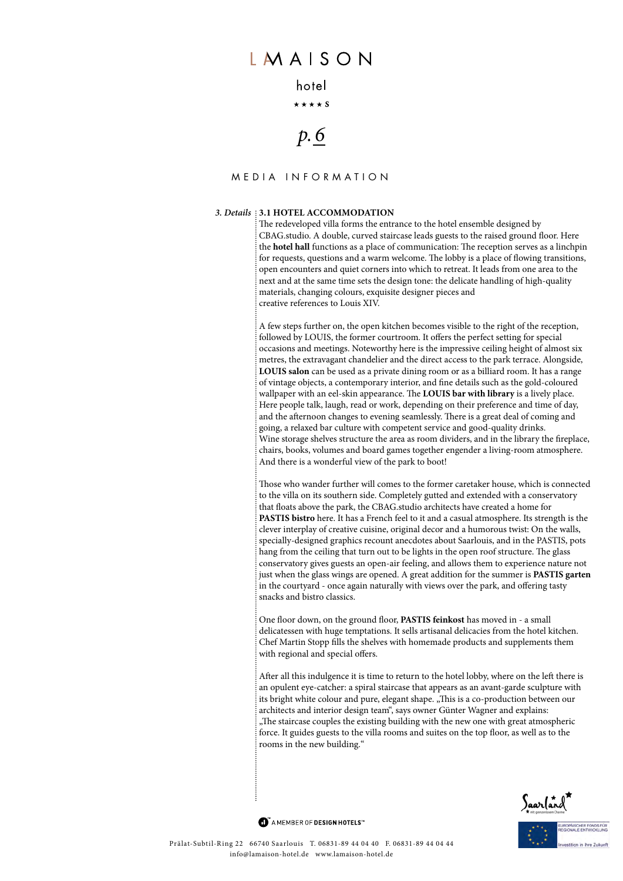MEDIA INFORMATION

*3. Details*

### 3.1 HOTEL ACCOMMODATION

The redeveloped villa forms the entrance to the hotel ensemble designed by CBAG.studio. A double, curved staircase leads guests to the raised ground floor. Here the **hotel hall** functions as a place of communication: The reception serves as a linchpin for requests, questions and a warm welcome. The lobby is a place of flowing transitions, open encounters and quiet corners into which to retreat. It leads from one area to the next and at the same time sets the design tone: the delicate handling of high-quality materials, changing colours, exquisite designer pieces and creative references to Louis XIV.

A few steps further on, the open kitchen becomes visible to the right of the reception, followed by LOUIS, the former courtroom. It offers the perfect setting for special occasions and meetings. Noteworthy here is the impressive ceiling height of almost six metres, the extravagant chandelier and the direct access to the park terrace. Alongside, **LOUIS salon** can be used as a private dining room or as a billiard room. It has a range of vintage objects, a contemporary interior, and fine details such as the gold-coloured wallpaper with an eel-skin appearance. The **LOUIS bar with library** is a lively place. Here people talk, laugh, read or work, depending on their preference and time of day, and the afternoon changes to evening seamlessly. There is a great deal of coming and going, a relaxed bar culture with competent service and good-quality drinks. Wine storage shelves structure the area as room dividers, and in the library the fireplace, chairs, books, volumes and board games together engender a living-room atmosphere. And there is a wonderful view of the park to boot!

Those who wander further will comes to the former caretaker house, which is connected to the villa on its southern side. Completely gutted and extended with a conservatory that floats above the park, the CBAG.studio architects have created a home for **PASTIS bistro** here. It has a French feel to it and a casual atmosphere. Its strength is the clever interplay of creative cuisine, original decor and a humorous twist: On the walls, specially-designed graphics recount anecdotes about Saarlouis, and in the PASTIS, pots hang from the ceiling that turn out to be lights in the open roof structure. The glass conservatory gives guests an open-air feeling, and allows them to experience nature not just when the glass wings are opened. A great addition for the summer is **PASTIS garten** in the courtyard - once again naturally with views over the park, and offering tasty snacks and bistro classics.

One floor down, on the ground floor, **PASTIS feinkost** has moved in - a small delicatessen with huge temptations. It sells artisanal delicacies from the hotel kitchen. Chef Martin Stopp fills the shelves with homemade products and supplements them with regional and special offers.

After all this indulgence it is time to return to the hotel lobby, where on the left there is an opulent eye-catcher: a spiral staircase that appears as an avant-garde sculpture with its bright white colour and pure, elegant shape. „This is a co-production between our architects and interior design team", says owner Günter Wagner and explains: „The staircase couples the existing building with the new one with great atmospheric force. It guides guests to the villa rooms and suites on the top floor, as well as to the rooms in the new building."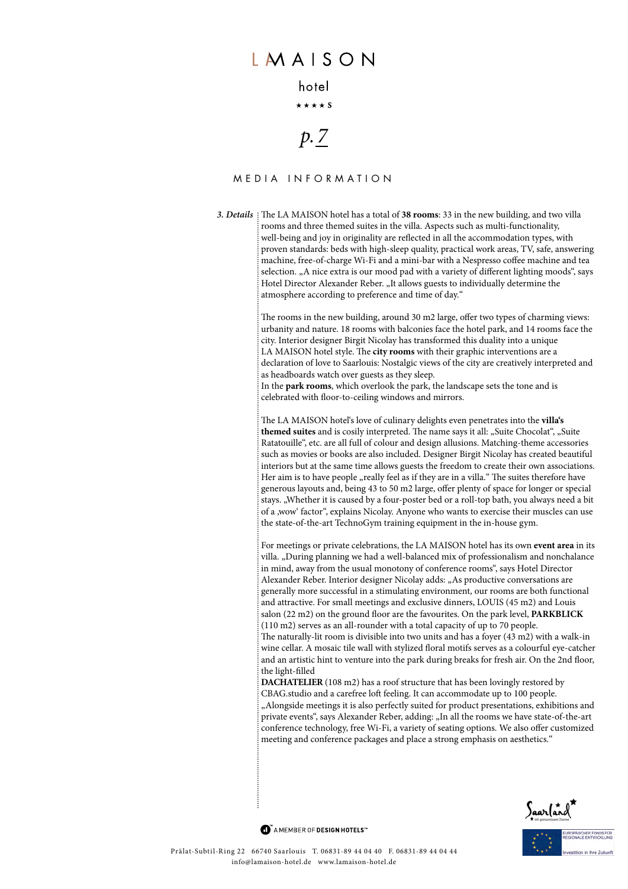# LA MAISON

hotel

★★★★S

## MEDIA INFORMATION

***3. Details***

The LA MAISON hotel has a total of **38 rooms**: 33 in the new building, and two villa rooms and three themed suites in the villa. Aspects such as multi-functionality, well-being and joy in originality are reflected in all the accommodation types, with proven standards: beds with high-sleep quality, practical work areas, TV, safe, answering machine, free-of-charge Wi-Fi and a mini-bar with a Nespresso coffee machine and tea selection. „A nice extra is our mood pad with a variety of different lighting moods", says Hotel Director Alexander Reber. „It allows guests to individually determine the atmosphere according to preference and time of day."

The rooms in the new building, around 30 m2 large, offer two types of charming views: urbanity and nature. 18 rooms with balconies face the hotel park, and 14 rooms face the city. Interior designer Birgit Nicolay has transformed this duality into a unique LA MAISON hotel style. The **city rooms** with their graphic interventions are a declaration of love to Saarlouis: Nostalgic views of the city are creatively interpreted and as headboards watch over guests as they sleep.
In the **park rooms**, which overlook the park, the landscape sets the tone and is celebrated with floor-to-ceiling windows and mirrors.

The LA MAISON hotel's love of culinary delights even penetrates into the **villa's themed suites** and is cosily interpreted. The name says it all: „Suite Chocolat", „Suite Ratatouille", etc. are all full of colour and design allusions. Matching-theme accessories such as movies or books are also included. Designer Birgit Nicolay has created beautiful interiors but at the same time allows guests the freedom to create their own associations. Her aim is to have people „really feel as if they are in a villa." The suites therefore have generous layouts and, being 43 to 50 m2 large, offer plenty of space for longer or special stays. „Whether it is caused by a four-poster bed or a roll-top bath, you always need a bit of a ‚wow' factor", explains Nicolay. Anyone who wants to exercise their muscles can use the state-of-the-art TechnoGym training equipment in the in-house gym.

For meetings or private celebrations, the LA MAISON hotel has its own **event area** in its villa. „During planning we had a well-balanced mix of professionalism and nonchalance in mind, away from the usual monotony of conference rooms", says Hotel Director Alexander Reber. Interior designer Nicolay adds: „As productive conversations are generally more successful in a stimulating environment, our rooms are both functional and attractive. For small meetings and exclusive dinners, LOUIS (45 m2) and Louis salon (22 m2) on the ground floor are the favourites. On the park level, **PARKBLICK** (110 m2) serves as an all-rounder with a total capacity of up to 70 people.
The naturally-lit room is divisible into two units and has a foyer (43 m2) with a walk-in wine cellar. A mosaic tile wall with stylized floral motifs serves as a colourful eye-catcher and an artistic hint to venture into the park during breaks for fresh air. On the 2nd floor, the light-filled
**DACHATELIER** (108 m2) has a roof structure that has been lovingly restored by CBAG.studio and a carefree loft feeling. It can accommodate up to 100 people. „Alongside meetings it is also perfectly suited for product presentations, exhibitions and private events", says Alexander Reber, adding: „In all the rooms we have state-of-the-art conference technology, free Wi-Fi, a variety of seating options. We also offer customized meeting and conference packages and place a strong emphasis on aesthetics."

A MEMBER OF DESIGN HOTELS™

Prälat-Subtil-Ring 22 66740 Saarlouis T. 06831-89 44 04 40 F. 06831-89 44 04 44
info@lamaison-hotel.de www.lamaison-hotel.de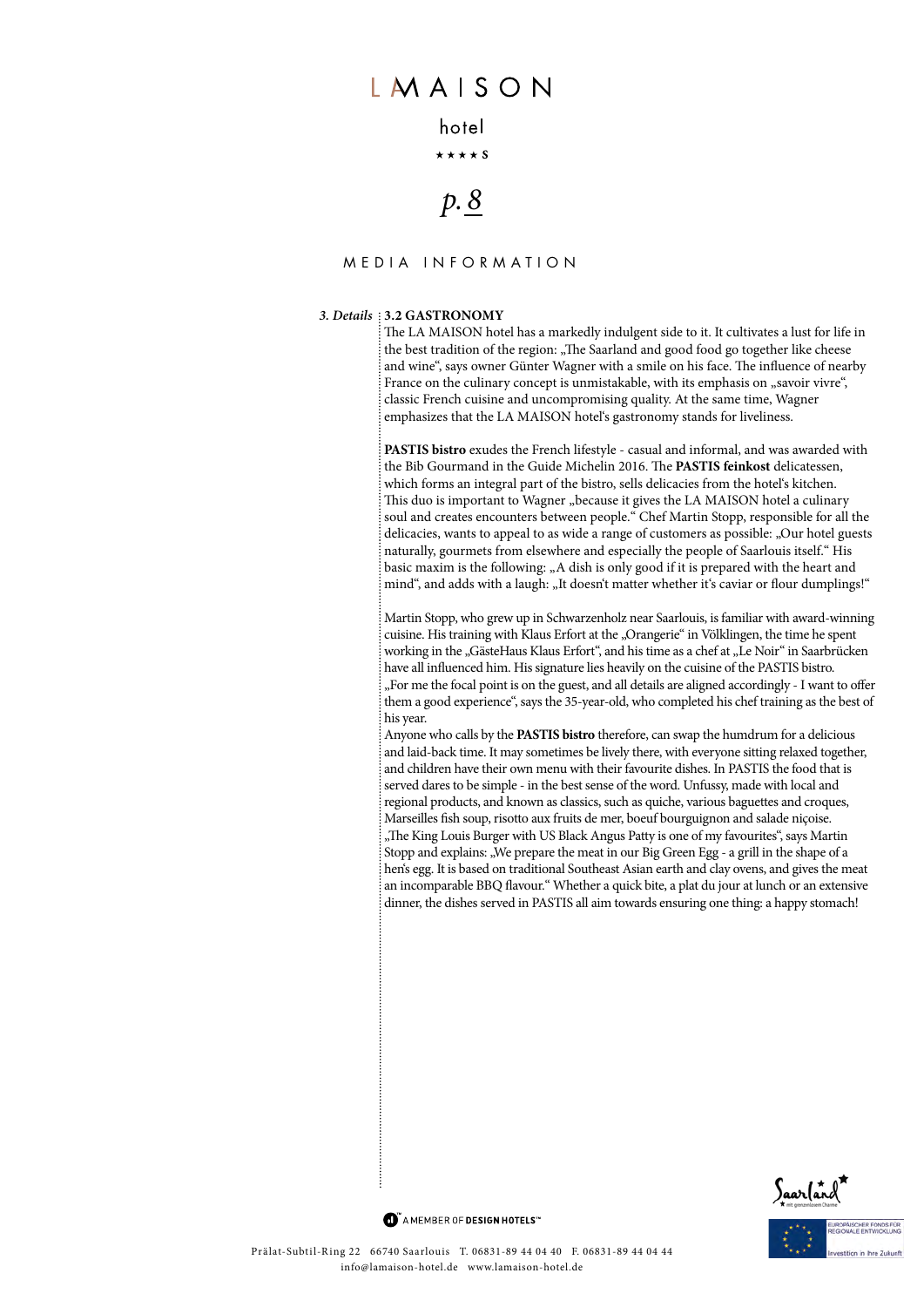3. Details

## 3.2 GASTRONOMY

The LA MAISON hotel has a markedly indulgent side to it. It cultivates a lust for life in the best tradition of the region: „The Saarland and good food go together like cheese and wine", says owner Günter Wagner with a smile on his face. The influence of nearby France on the culinary concept is unmistakable, with its emphasis on „savoir vivre", classic French cuisine and uncompromising quality. At the same time, Wagner emphasizes that the LA MAISON hotel's gastronomy stands for liveliness.

**PASTIS bistro** exudes the French lifestyle - casual and informal, and was awarded with the Bib Gourmand in the Guide Michelin 2016. The **PASTIS feinkost** delicatessen, which forms an integral part of the bistro, sells delicacies from the hotel's kitchen. This duo is important to Wagner „because it gives the LA MAISON hotel a culinary soul and creates encounters between people." Chef Martin Stopp, responsible for all the delicacies, wants to appeal to as wide a range of customers as possible: „Our hotel guests naturally, gourmets from elsewhere and especially the people of Saarlouis itself." His basic maxim is the following: „A dish is only good if it is prepared with the heart and mind", and adds with a laugh: „It doesn't matter whether it's caviar or flour dumplings!"

Martin Stopp, who grew up in Schwarzenholz near Saarlouis, is familiar with award-winning cuisine. His training with Klaus Erfort at the „Orangerie" in Völklingen, the time he spent working in the „GästeHaus Klaus Erfort", and his time as a chef at „Le Noir" in Saarbrücken have all influenced him. His signature lies heavily on the cuisine of the PASTIS bistro. „For me the focal point is on the guest, and all details are aligned accordingly - I want to offer them a good experience", says the 35-year-old, who completed his chef training as the best of his year.

Anyone who calls by the **PASTIS bistro** therefore, can swap the humdrum for a delicious and laid-back time. It may sometimes be lively there, with everyone sitting relaxed together, and children have their own menu with their favourite dishes. In PASTIS the food that is served dares to be simple - in the best sense of the word. Unfussy, made with local and regional products, and known as classics, such as quiche, various baguettes and croques, Marseilles fish soup, risotto aux fruits de mer, boeuf bourguignon and salade niçoise. „The King Louis Burger with US Black Angus Patty is one of my favourites", says Martin Stopp and explains: „We prepare the meat in our Big Green Egg - a grill in the shape of a hen's egg. It is based on traditional Southeast Asian earth and clay ovens, and gives the meat an incomparable BBQ flavour." Whether a quick bite, a plat du jour at lunch or an extensive dinner, the dishes served in PASTIS all aim towards ensuring one thing: a happy stomach!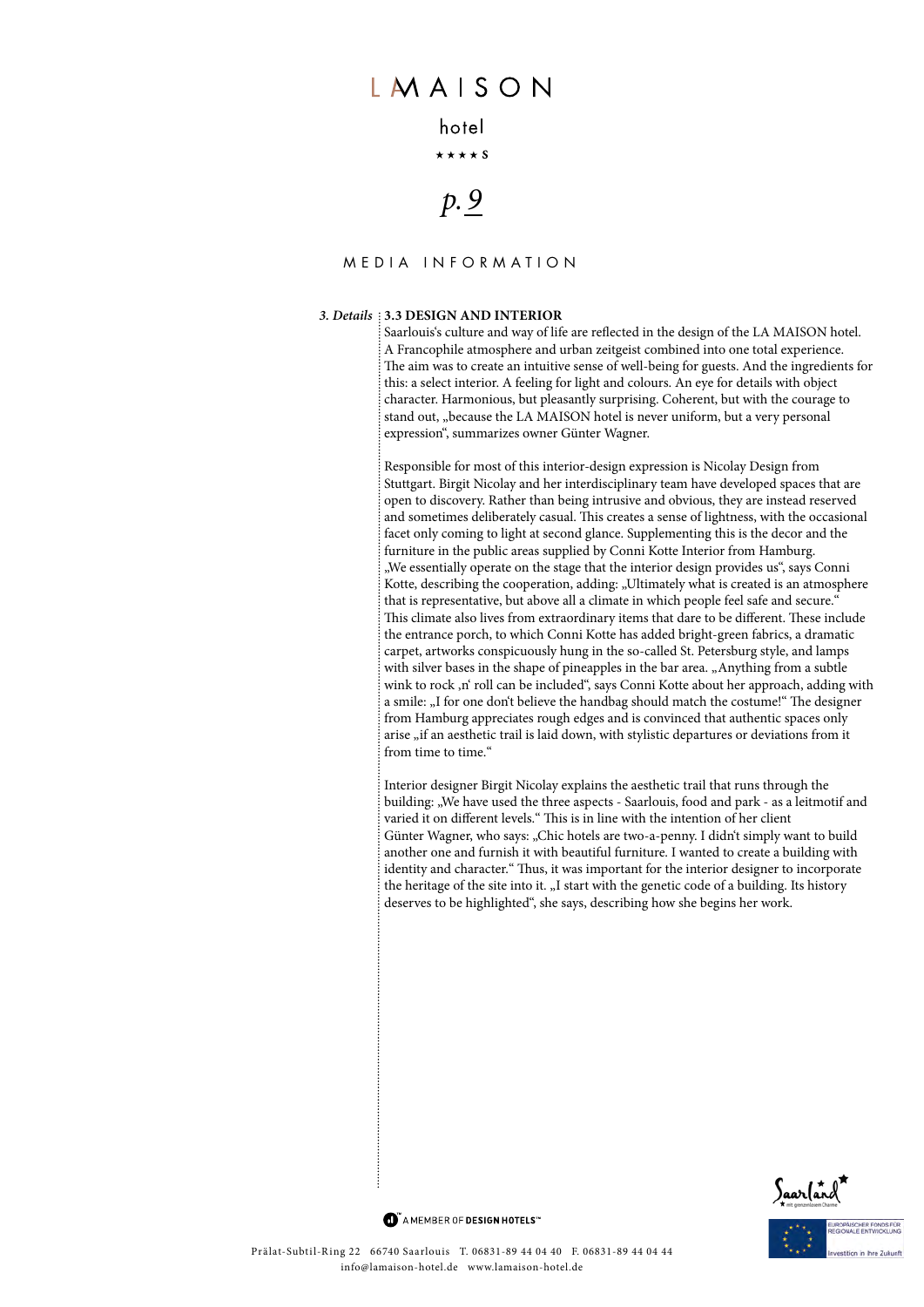# LA MAISON

hotel

★★★★S

MEDIA INFORMATION

*3. Details*

**3.3 DESIGN AND INTERIOR**

Saarlouis's culture and way of life are reflected in the design of the LA MAISON hotel. A Francophile atmosphere and urban zeitgeist combined into one total experience. The aim was to create an intuitive sense of well-being for guests. And the ingredients for this: a select interior. A feeling for light and colours. An eye for details with object character. Harmonious, but pleasantly surprising. Coherent, but with the courage to stand out, „because the LA MAISON hotel is never uniform, but a very personal expression", summarizes owner Günter Wagner.

Responsible for most of this interior-design expression is Nicolay Design from Stuttgart. Birgit Nicolay and her interdisciplinary team have developed spaces that are open to discovery. Rather than being intrusive and obvious, they are instead reserved and sometimes deliberately casual. This creates a sense of lightness, with the occasional facet only coming to light at second glance. Supplementing this is the decor and the furniture in the public areas supplied by Conni Kotte Interior from Hamburg. „We essentially operate on the stage that the interior design provides us", says Conni Kotte, describing the cooperation, adding: „Ultimately what is created is an atmosphere that is representative, but above all a climate in which people feel safe and secure." This climate also lives from extraordinary items that dare to be different. These include the entrance porch, to which Conni Kotte has added bright-green fabrics, a dramatic carpet, artworks conspicuously hung in the so-called St. Petersburg style, and lamps with silver bases in the shape of pineapples in the bar area. „Anything from a subtle wink to rock ‚n' roll can be included", says Conni Kotte about her approach, adding with a smile: „I for one don't believe the handbag should match the costume!" The designer from Hamburg appreciates rough edges and is convinced that authentic spaces only arise „if an aesthetic trail is laid down, with stylistic departures or deviations from it from time to time."

Interior designer Birgit Nicolay explains the aesthetic trail that runs through the building: „We have used the three aspects - Saarlouis, food and park - as a leitmotif and varied it on different levels." This is in line with the intention of her client Günter Wagner, who says: „Chic hotels are two-a-penny. I didn't simply want to build another one and furnish it with beautiful furniture. I wanted to create a building with identity and character." Thus, it was important for the interior designer to incorporate the heritage of the site into it. „I start with the genetic code of a building. Its history deserves to be highlighted", she says, describing how she begins her work.

A MEMBER OF DESIGN HOTELS™

Prälat-Subtil-Ring 22 66740 Saarlouis T. 06831-89 44 04 40 F. 06831-89 44 04 44
info@lamaison-hotel.de www.lamaison-hotel.de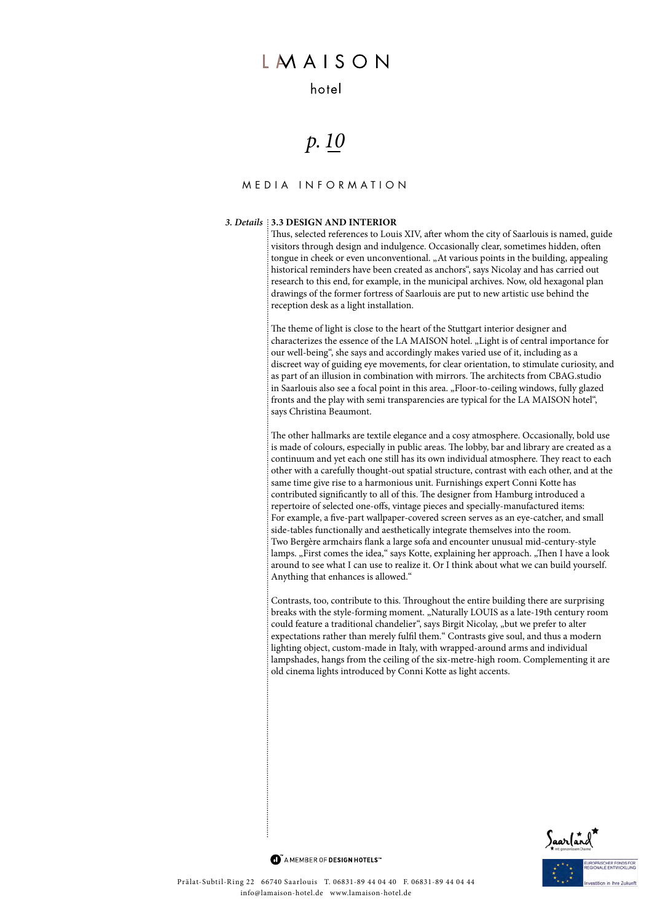*3. Details*

### 3.3 DESIGN AND INTERIOR

Thus, selected references to Louis XIV, after whom the city of Saarlouis is named, guide visitors through design and indulgence. Occasionally clear, sometimes hidden, often tongue in cheek or even unconventional. „At various points in the building, appealing historical reminders have been created as anchors", says Nicolay and has carried out research to this end, for example, in the municipal archives. Now, old hexagonal plan drawings of the former fortress of Saarlouis are put to new artistic use behind the reception desk as a light installation.

The theme of light is close to the heart of the Stuttgart interior designer and characterizes the essence of the LA MAISON hotel. „Light is of central importance for our well-being", she says and accordingly makes varied use of it, including as a discreet way of guiding eye movements, for clear orientation, to stimulate curiosity, and as part of an illusion in combination with mirrors. The architects from CBAG.studio in Saarlouis also see a focal point in this area. „Floor-to-ceiling windows, fully glazed fronts and the play with semi transparencies are typical for the LA MAISON hotel", says Christina Beaumont.

The other hallmarks are textile elegance and a cosy atmosphere. Occasionally, bold use is made of colours, especially in public areas. The lobby, bar and library are created as a continuum and yet each one still has its own individual atmosphere. They react to each other with a carefully thought-out spatial structure, contrast with each other, and at the same time give rise to a harmonious unit. Furnishings expert Conni Kotte has contributed significantly to all of this. The designer from Hamburg introduced a repertoire of selected one-offs, vintage pieces and specially-manufactured items: For example, a five-part wallpaper-covered screen serves as an eye-catcher, and small side-tables functionally and aesthetically integrate themselves into the room. Two Bergère armchairs flank a large sofa and encounter unusual mid-century-style lamps. „First comes the idea," says Kotte, explaining her approach. „Then I have a look around to see what I can use to realize it. Or I think about what we can build yourself. Anything that enhances is allowed."

Contrasts, too, contribute to this. Throughout the entire building there are surprising breaks with the style-forming moment. „Naturally LOUIS as a late-19th century room could feature a traditional chandelier", says Birgit Nicolay, „but we prefer to alter expectations rather than merely fulfil them." Contrasts give soul, and thus a modern lighting object, custom-made in Italy, with wrapped-around arms and individual lampshades, hangs from the ceiling of the six-metre-high room. Complementing it are old cinema lights introduced by Conni Kotte as light accents.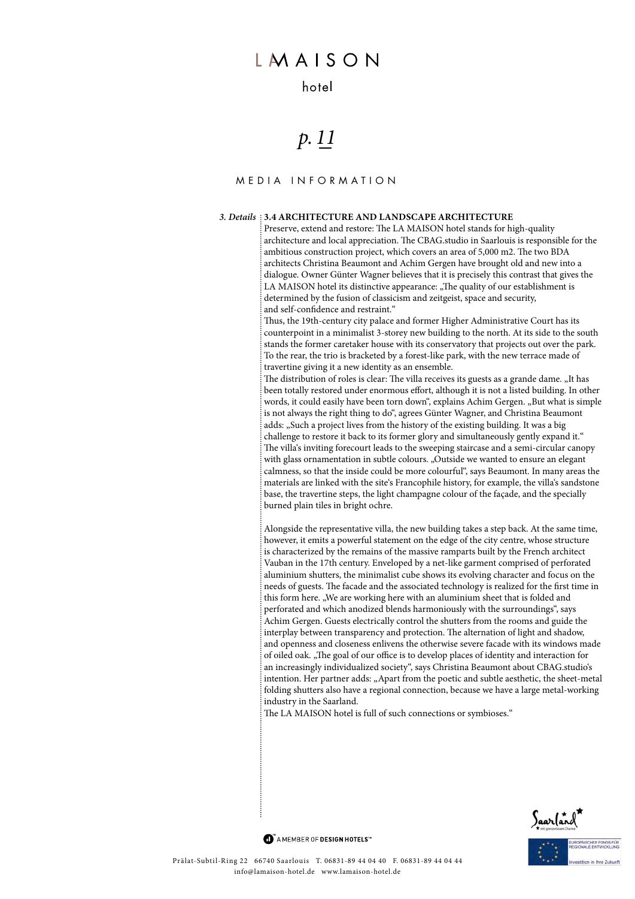*3. Details*

### 3.4 ARCHITECTURE AND LANDSCAPE ARCHITECTURE

Preserve, extend and restore: The LA MAISON hotel stands for high-quality architecture and local appreciation. The CBAG.studio in Saarlouis is responsible for the ambitious construction project, which covers an area of 5,000 m2. The two BDA architects Christina Beaumont and Achim Gergen have brought old and new into a dialogue. Owner Günter Wagner believes that it is precisely this contrast that gives the LA MAISON hotel its distinctive appearance: „The quality of our establishment is determined by the fusion of classicism and zeitgeist, space and security, and self-confidence and restraint."

Thus, the 19th-century city palace and former Higher Administrative Court has its counterpoint in a minimalist 3-storey new building to the north. At its side to the south stands the former caretaker house with its conservatory that projects out over the park. To the rear, the trio is bracketed by a forest-like park, with the new terrace made of travertine giving it a new identity as an ensemble.

The distribution of roles is clear: The villa receives its guests as a grande dame. „It has been totally restored under enormous effort, although it is not a listed building. In other words, it could easily have been torn down", explains Achim Gergen. „But what is simple is not always the right thing to do", agrees Günter Wagner, and Christina Beaumont adds: „Such a project lives from the history of the existing building. It was a big challenge to restore it back to its former glory and simultaneously gently expand it."

The villa's inviting forecourt leads to the sweeping staircase and a semi-circular canopy with glass ornamentation in subtle colours. „Outside we wanted to ensure an elegant calmness, so that the inside could be more colourful", says Beaumont. In many areas the materials are linked with the site's Francophile history, for example, the villa's sandstone base, the travertine steps, the light champagne colour of the façade, and the specially burned plain tiles in bright ochre.

Alongside the representative villa, the new building takes a step back. At the same time, however, it emits a powerful statement on the edge of the city centre, whose structure is characterized by the remains of the massive ramparts built by the French architect Vauban in the 17th century. Enveloped by a net-like garment comprised of perforated aluminium shutters, the minimalist cube shows its evolving character and focus on the needs of guests. The facade and the associated technology is realized for the first time in this form here. „We are working here with an aluminium sheet that is folded and perforated and which anodized blends harmoniously with the surroundings", says Achim Gergen. Guests electrically control the shutters from the rooms and guide the interplay between transparency and protection. The alternation of light and shadow, and openness and closeness enlivens the otherwise severe facade with its windows made of oiled oak. „The goal of our office is to develop places of identity and interaction for an increasingly individualized society", says Christina Beaumont about CBAG.studio's intention. Her partner adds: „Apart from the poetic and subtle aesthetic, the sheet-metal folding shutters also have a regional connection, because we have a large metal-working industry in the Saarland.

The LA MAISON hotel is full of such connections or symbioses."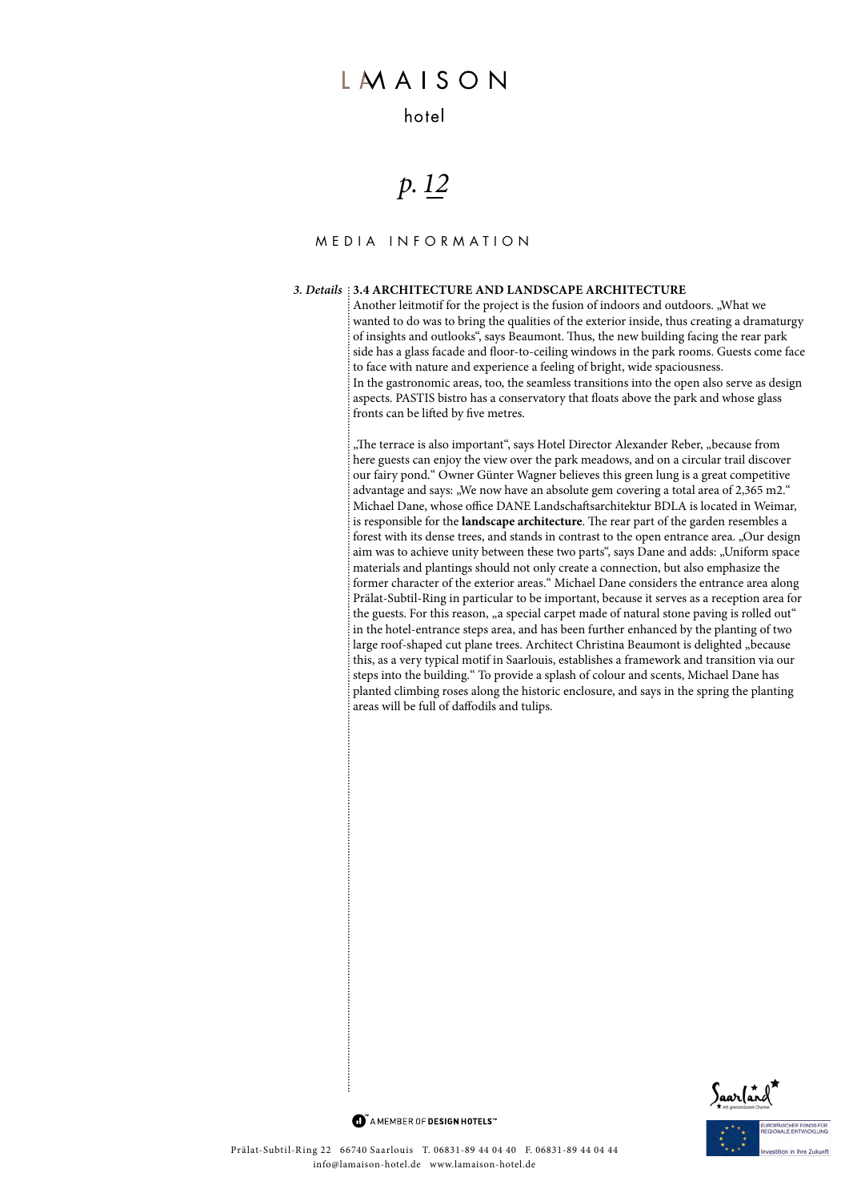MEDIA INFORMATION

*3. Details*

### 3.4 ARCHITECTURE AND LANDSCAPE ARCHITECTURE

Another leitmotif for the project is the fusion of indoors and outdoors. „What we wanted to do was to bring the qualities of the exterior inside, thus creating a dramaturgy of insights and outlooks", says Beaumont. Thus, the new building facing the rear park side has a glass facade and floor-to-ceiling windows in the park rooms. Guests come face to face with nature and experience a feeling of bright, wide spaciousness.
In the gastronomic areas, too, the seamless transitions into the open also serve as design aspects. PASTIS bistro has a conservatory that floats above the park and whose glass fronts can be lifted by five metres.

„The terrace is also important", says Hotel Director Alexander Reber, „because from here guests can enjoy the view over the park meadows, and on a circular trail discover our fairy pond." Owner Günter Wagner believes this green lung is a great competitive advantage and says: „We now have an absolute gem covering a total area of 2,365 m2." Michael Dane, whose office DANE Landschaftsarchitektur BDLA is located in Weimar, is responsible for the **landscape architecture**. The rear part of the garden resembles a forest with its dense trees, and stands in contrast to the open entrance area. „Our design aim was to achieve unity between these two parts", says Dane and adds: „Uniform space materials and plantings should not only create a connection, but also emphasize the former character of the exterior areas." Michael Dane considers the entrance area along Prälat-Subtil-Ring in particular to be important, because it serves as a reception area for the guests. For this reason, „a special carpet made of natural stone paving is rolled out" in the hotel-entrance steps area, and has been further enhanced by the planting of two large roof-shaped cut plane trees. Architect Christina Beaumont is delighted „because this, as a very typical motif in Saarlouis, establishes a framework and transition via our steps into the building." To provide a splash of colour and scents, Michael Dane has planted climbing roses along the historic enclosure, and says in the spring the planting areas will be full of daffodils and tulips.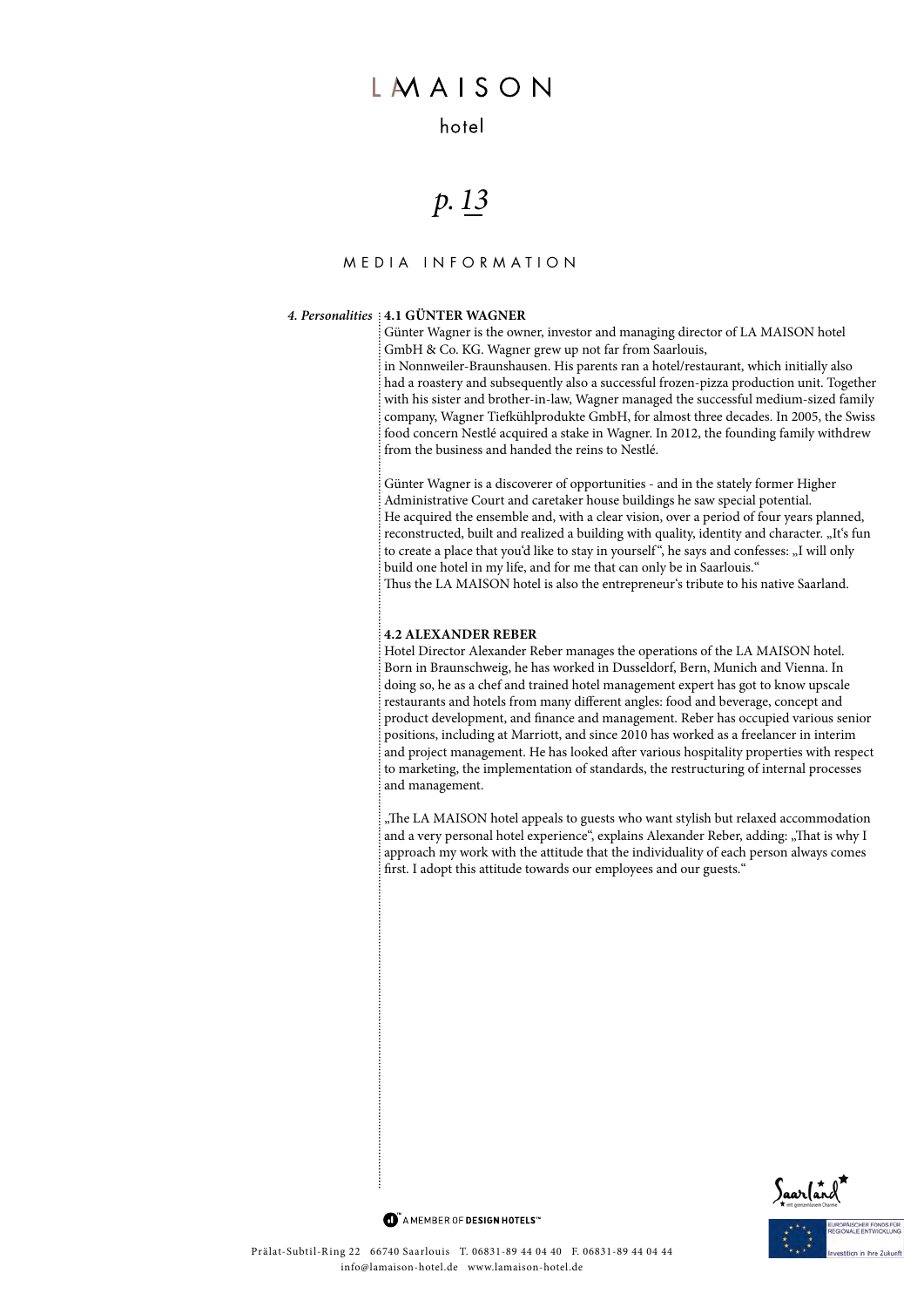# MEDIA INFORMATION

*4. Personalities*

### 4.1 GÜNTER WAGNER

Günter Wagner is the owner, investor and managing director of LA MAISON hotel GmbH & Co. KG. Wagner grew up not far from Saarlouis,
in Nonnweiler-Braunshausen. His parents ran a hotel/restaurant, which initially also had a roastery and subsequently also a successful frozen-pizza production unit. Together with his sister and brother-in-law, Wagner managed the successful medium-sized family company, Wagner Tiefkühlprodukte GmbH, for almost three decades. In 2005, the Swiss food concern Nestlé acquired a stake in Wagner. In 2012, the founding family withdrew from the business and handed the reins to Nestlé.

Günter Wagner is a discoverer of opportunities - and in the stately former Higher Administrative Court and caretaker house buildings he saw special potential.
He acquired the ensemble and, with a clear vision, over a period of four years planned, reconstructed, built and realized a building with quality, identity and character. „It's fun to create a place that you'd like to stay in yourself", he says and confesses: „I will only build one hotel in my life, and for me that can only be in Saarlouis."
Thus the LA MAISON hotel is also the entrepreneur's tribute to his native Saarland.

### 4.2 ALEXANDER REBER

Hotel Director Alexander Reber manages the operations of the LA MAISON hotel. Born in Braunschweig, he has worked in Dusseldorf, Bern, Munich and Vienna. In doing so, he as a chef and trained hotel management expert has got to know upscale restaurants and hotels from many different angles: food and beverage, concept and product development, and finance and management. Reber has occupied various senior positions, including at Marriott, and since 2010 has worked as a freelancer in interim and project management. He has looked after various hospitality properties with respect to marketing, the implementation of standards, the restructuring of internal processes and management.

„The LA MAISON hotel appeals to guests who want stylish but relaxed accommodation and a very personal hotel experience", explains Alexander Reber, adding: „That is why I approach my work with the attitude that the individuality of each person always comes first. I adopt this attitude towards our employees and our guests."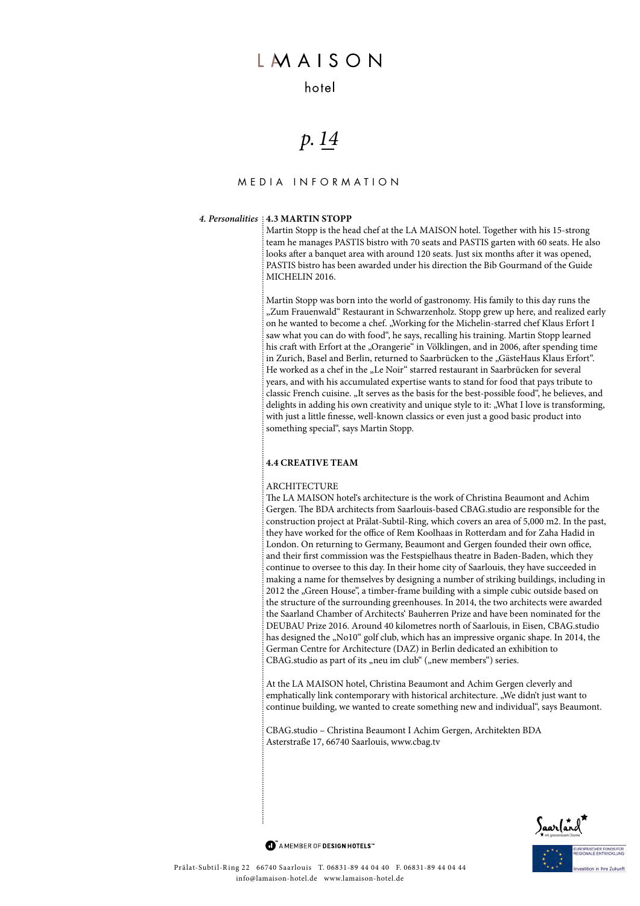*4. Personalities*

**4.3 MARTIN STOPP**

Martin Stopp is the head chef at the LA MAISON hotel. Together with his 15-strong team he manages PASTIS bistro with 70 seats and PASTIS garten with 60 seats. He also looks after a banquet area with around 120 seats. Just six months after it was opened, PASTIS bistro has been awarded under his direction the Bib Gourmand of the Guide MICHELIN 2016.

Martin Stopp was born into the world of gastronomy. His family to this day runs the „Zum Frauenwald" Restaurant in Schwarzenholz. Stopp grew up here, and realized early on he wanted to become a chef. „Working for the Michelin-starred chef Klaus Erfort I saw what you can do with food", he says, recalling his training. Martin Stopp learned his craft with Erfort at the „Orangerie" in Völklingen, and in 2006, after spending time in Zurich, Basel and Berlin, returned to Saarbrücken to the „GästeHaus Klaus Erfort". He worked as a chef in the „Le Noir" starred restaurant in Saarbrücken for several years, and with his accumulated expertise wants to stand for food that pays tribute to classic French cuisine. „It serves as the basis for the best-possible food", he believes, and delights in adding his own creativity and unique style to it: „What I love is transforming, with just a little finesse, well-known classics or even just a good basic product into something special", says Martin Stopp.

**4.4 CREATIVE TEAM**

ARCHITECTURE

The LA MAISON hotel's architecture is the work of Christina Beaumont and Achim Gergen. The BDA architects from Saarlouis-based CBAG.studio are responsible for the construction project at Prälat-Subtil-Ring, which covers an area of 5,000 m2. In the past, they have worked for the office of Rem Koolhaas in Rotterdam and for Zaha Hadid in London. On returning to Germany, Beaumont and Gergen founded their own office, and their first commission was the Festspielhaus theatre in Baden-Baden, which they continue to oversee to this day. In their home city of Saarlouis, they have succeeded in making a name for themselves by designing a number of striking buildings, including in 2012 the „Green House", a timber-frame building with a simple cubic outside based on the structure of the surrounding greenhouses. In 2014, the two architects were awarded the Saarland Chamber of Architects' Bauherren Prize and have been nominated for the DEUBAU Prize 2016. Around 40 kilometres north of Saarlouis, in Eisen, CBAG.studio has designed the „No10" golf club, which has an impressive organic shape. In 2014, the German Centre for Architecture (DAZ) in Berlin dedicated an exhibition to CBAG.studio as part of its „neu im club" („new members") series.

At the LA MAISON hotel, Christina Beaumont and Achim Gergen cleverly and emphatically link contemporary with historical architecture. „We didn't just want to continue building, we wanted to create something new and individual", says Beaumont.

CBAG.studio – Christina Beaumont I Achim Gergen, Architekten BDA
Asterstraße 17, 66740 Saarlouis, www.cbag.tv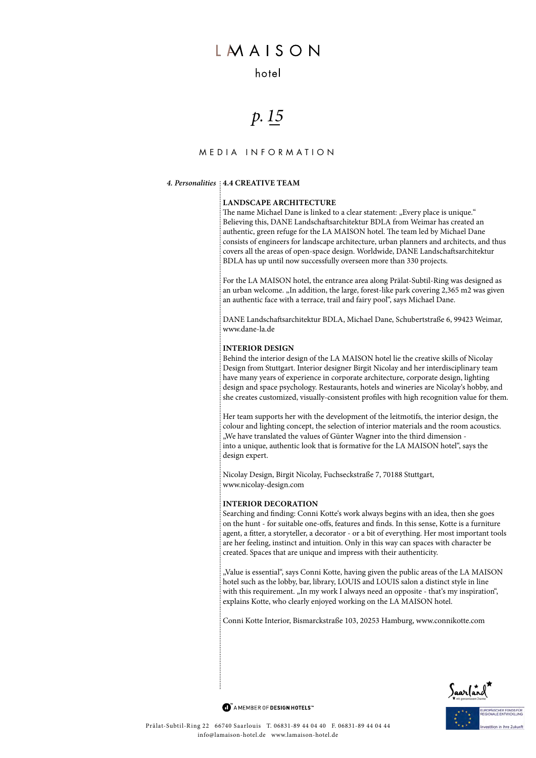# LA MAISON hotel

## MEDIA INFORMATION

*4. Personalities*

### 4.4 CREATIVE TEAM

**LANDSCAPE ARCHITECTURE**

The name Michael Dane is linked to a clear statement: „Every place is unique." Believing this, DANE Landschaftsarchitektur BDLA from Weimar has created an authentic, green refuge for the LA MAISON hotel. The team led by Michael Dane consists of engineers for landscape architecture, urban planners and architects, and thus covers all the areas of open-space design. Worldwide, DANE Landschaftsarchitektur BDLA has up until now successfully overseen more than 330 projects.

For the LA MAISON hotel, the entrance area along Prälat-Subtil-Ring was designed as an urban welcome. „In addition, the large, forest-like park covering 2,365 m2 was given an authentic face with a terrace, trail and fairy pool", says Michael Dane.

DANE Landschaftsarchitektur BDLA, Michael Dane, Schubertstraße 6, 99423 Weimar, www.dane-la.de

**INTERIOR DESIGN**

Behind the interior design of the LA MAISON hotel lie the creative skills of Nicolay Design from Stuttgart. Interior designer Birgit Nicolay and her interdisciplinary team have many years of experience in corporate architecture, corporate design, lighting design and space psychology. Restaurants, hotels and wineries are Nicolay's hobby, and she creates customized, visually-consistent profiles with high recognition value for them.

Her team supports her with the development of the leitmotifs, the interior design, the colour and lighting concept, the selection of interior materials and the room acoustics. „We have translated the values of Günter Wagner into the third dimension - into a unique, authentic look that is formative for the LA MAISON hotel", says the design expert.

Nicolay Design, Birgit Nicolay, Fuchseckstraße 7, 70188 Stuttgart, www.nicolay-design.com

**INTERIOR DECORATION**

Searching and finding: Conni Kotte's work always begins with an idea, then she goes on the hunt - for suitable one-offs, features and finds. In this sense, Kotte is a furniture agent, a fitter, a storyteller, a decorator - or a bit of everything. Her most important tools are her feeling, instinct and intuition. Only in this way can spaces with character be created. Spaces that are unique and impress with their authenticity.

„Value is essential", says Conni Kotte, having given the public areas of the LA MAISON hotel such as the lobby, bar, library, LOUIS and LOUIS salon a distinct style in line with this requirement. „In my work I always need an opposite - that's my inspiration", explains Kotte, who clearly enjoyed working on the LA MAISON hotel.

Conni Kotte Interior, Bismarckstraße 103, 20253 Hamburg, www.connikotte.com

A MEMBER OF DESIGN HOTELS™

Saarland – mit grenzenlosem Charme

EUROPÄISCHER FONDS FÜR REGIONALE ENTWICKLUNG – Investition in Ihre Zukunft

Prälat-Subtil-Ring 22 66740 Saarlouis T. 06831-89 44 04 40 F. 06831-89 44 04 44
info@lamaison-hotel.de www.lamaison-hotel.de